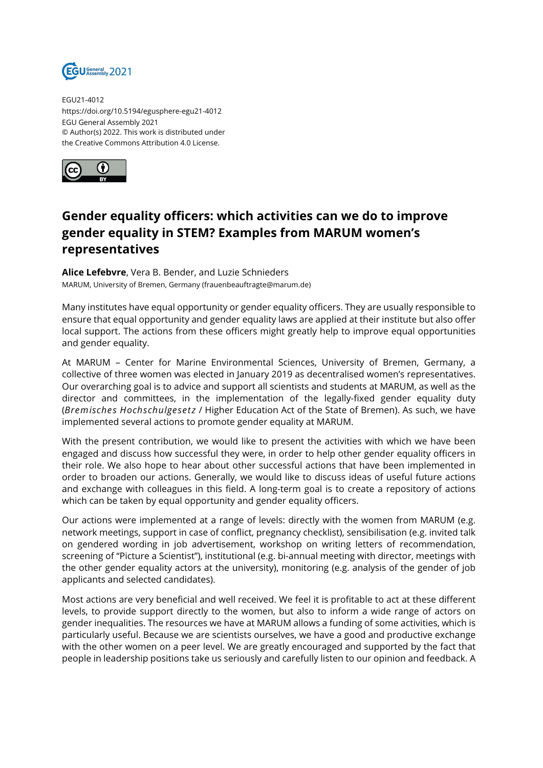EGU21-4012
https://doi.org/10.5194/egusphere-egu21-4012
EGU General Assembly 2021
© Author(s) 2022. This work is distributed under
the Creative Commons Attribution 4.0 License.

# Gender equality officers: which activities can we do to improve gender equality in STEM? Examples from MARUM women's representatives

**Alice Lefebvre**, Vera B. Bender, and Luzie Schnieders
MARUM, University of Bremen, Germany (frauenbeauftragte@marum.de)

Many institutes have equal opportunity or gender equality officers. They are usually responsible to ensure that equal opportunity and gender equality laws are applied at their institute but also offer local support. The actions from these officers might greatly help to improve equal opportunities and gender equality.

At MARUM – Center for Marine Environmental Sciences, University of Bremen, Germany, a collective of three women was elected in January 2019 as decentralised women's representatives. Our overarching goal is to advice and support all scientists and students at MARUM, as well as the director and committees, in the implementation of the legally-fixed gender equality duty (*Bremisches Hochschulgesetz* / Higher Education Act of the State of Bremen). As such, we have implemented several actions to promote gender equality at MARUM.

With the present contribution, we would like to present the activities with which we have been engaged and discuss how successful they were, in order to help other gender equality officers in their role. We also hope to hear about other successful actions that have been implemented in order to broaden our actions. Generally, we would like to discuss ideas of useful future actions and exchange with colleagues in this field. A long-term goal is to create a repository of actions which can be taken by equal opportunity and gender equality officers.

Our actions were implemented at a range of levels: directly with the women from MARUM (e.g. network meetings, support in case of conflict, pregnancy checklist), sensibilisation (e.g. invited talk on gendered wording in job advertisement, workshop on writing letters of recommendation, screening of "Picture a Scientist"), institutional (e.g. bi-annual meeting with director, meetings with the other gender equality actors at the university), monitoring (e.g. analysis of the gender of job applicants and selected candidates).

Most actions are very beneficial and well received. We feel it is profitable to act at these different levels, to provide support directly to the women, but also to inform a wide range of actors on gender inequalities. The resources we have at MARUM allows a funding of some activities, which is particularly useful. Because we are scientists ourselves, we have a good and productive exchange with the other women on a peer level. We are greatly encouraged and supported by the fact that people in leadership positions take us seriously and carefully listen to our opinion and feedback. A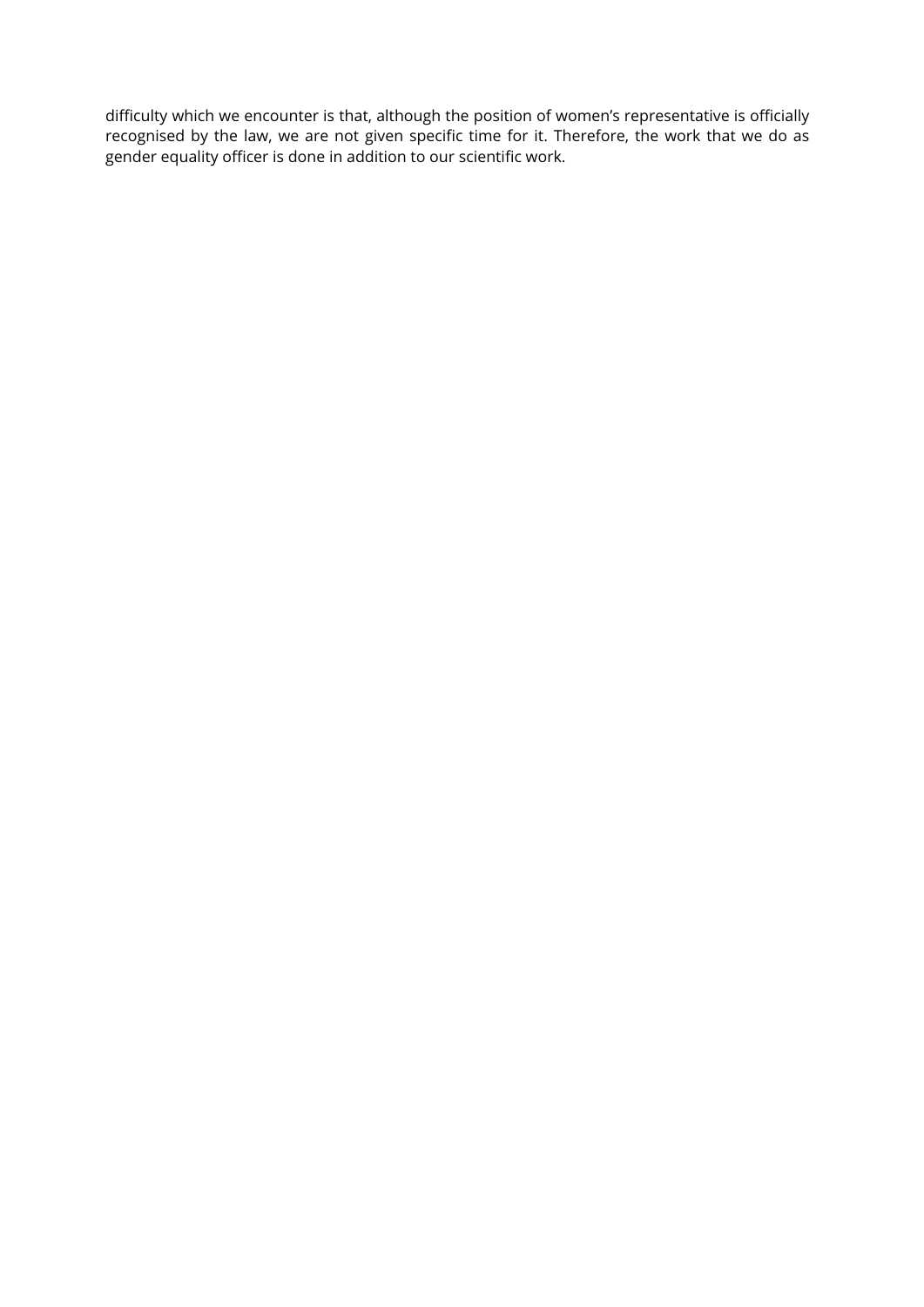difficulty which we encounter is that, although the position of women's representative is officially recognised by the law, we are not given specific time for it. Therefore, the work that we do as gender equality officer is done in addition to our scientific work.